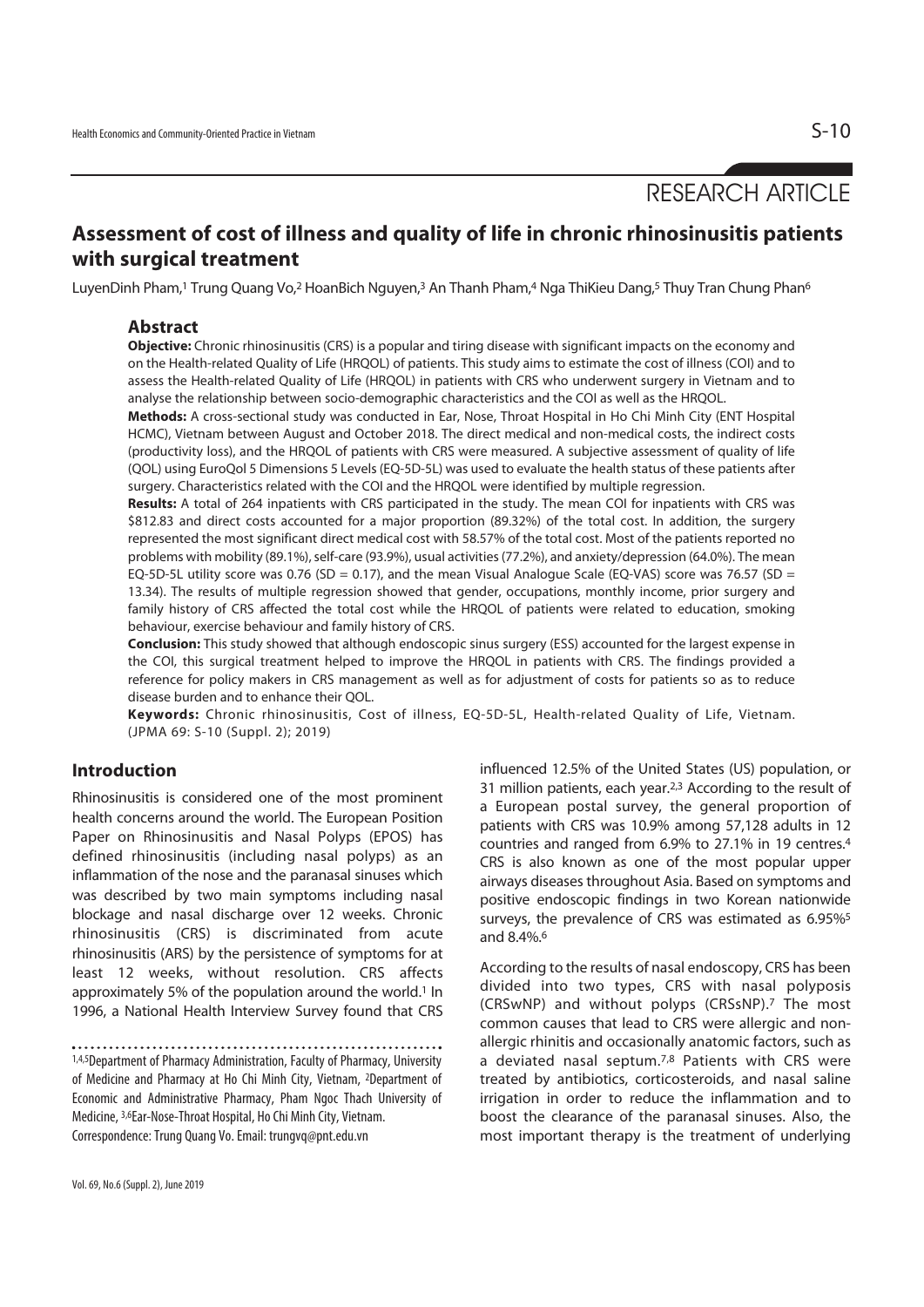RESEARCH ARTICLE

# Assessment of cost of illness and quality of life in chronic rhinosinusitis patients with surgical treatment

LuyenDinh Pham,[1] Trung Quang Vo,[2] HoanBich Nguyen,[3] An Thanh Pham,[4] Nga ThiKieu Dang,[5] Thuy Tran Chung Phan[6]

## Abstract

**Objective:** Chronic rhinosinusitis (CRS) is a popular and tiring disease with significant impacts on the economy and on the Health-related Quality of Life (HRQOL) of patients. This study aims to estimate the cost of illness (COI) and to assess the Health-related Quality of Life (HRQOL) in patients with CRS who underwent surgery in Vietnam and to analyse the relationship between socio-demographic characteristics and the COI as well as the HRQOL.

**Methods:** A cross-sectional study was conducted in Ear, Nose, Throat Hospital in Ho Chi Minh City (ENT Hospital HCMC), Vietnam between August and October 2018. The direct medical and non-medical costs, the indirect costs (productivity loss), and the HRQOL of patients with CRS were measured. A subjective assessment of quality of life (QOL) using EuroQol 5 Dimensions 5 Levels (EQ-5D-5L) was used to evaluate the health status of these patients after surgery. Characteristics related with the COI and the HRQOL were identified by multiple regression.

**Results:** A total of 264 inpatients with CRS participated in the study. The mean COI for inpatients with CRS was $812.83 and direct costs accounted for a major proportion (89.32%) of the total cost. In addition, the surgery represented the most significant direct medical cost with 58.57% of the total cost. Most of the patients reported no problems with mobility (89.1%), self-care (93.9%), usual activities (77.2%), and anxiety/depression (64.0%). The mean EQ-5D-5L utility score was 0.76 (SD = 0.17), and the mean Visual Analogue Scale (EQ-VAS) score was 76.57 (SD = 13.34). The results of multiple regression showed that gender, occupations, monthly income, prior surgery and family history of CRS affected the total cost while the HRQOL of patients were related to education, smoking behaviour, exercise behaviour and family history of CRS.

**Conclusion:** This study showed that although endoscopic sinus surgery (ESS) accounted for the largest expense in the COI, this surgical treatment helped to improve the HRQOL in patients with CRS. The findings provided a reference for policy makers in CRS management as well as for adjustment of costs for patients so as to reduce disease burden and to enhance their QOL.

**Keywords:** Chronic rhinosinusitis, Cost of illness, EQ-5D-5L, Health-related Quality of Life, Vietnam. (JPMA 69: S-10 (Suppl. 2); 2019)

## Introduction

Rhinosinusitis is considered one of the most prominent health concerns around the world. The European Position Paper on Rhinosinusitis and Nasal Polyps (EPOS) has defined rhinosinusitis (including nasal polyps) as an inflammation of the nose and the paranasal sinuses which was described by two main symptoms including nasal blockage and nasal discharge over 12 weeks. Chronic rhinosinusitis (CRS) is discriminated from acute rhinosinusitis (ARS) by the persistence of symptoms for at least 12 weeks, without resolution. CRS affects approximately 5% of the population around the world.[1] In 1996, a National Health Interview Survey found that CRS influenced 12.5% of the United States (US) population, or 31 million patients, each year.[2,3] According to the result of a European postal survey, the general proportion of patients with CRS was 10.9% among 57,128 adults in 12 countries and ranged from 6.9% to 27.1% in 19 centres.[4] CRS is also known as one of the most popular upper airways diseases throughout Asia. Based on symptoms and positive endoscopic findings in two Korean nationwide surveys, the prevalence of CRS was estimated as 6.95%[5] and 8.4%.[6]

According to the results of nasal endoscopy, CRS has been divided into two types, CRS with nasal polyposis (CRSwNP) and without polyps (CRSsNP).[7] The most common causes that lead to CRS were allergic and non-allergic rhinitis and occasionally anatomic factors, such as a deviated nasal septum.[7,8] Patients with CRS were treated by antibiotics, corticosteroids, and nasal saline irrigation in order to reduce the inflammation and to boost the clearance of the paranasal sinuses. Also, the most important therapy is the treatment of underlying

[1,4,5]Department of Pharmacy Administration, Faculty of Pharmacy, University of Medicine and Pharmacy at Ho Chi Minh City, Vietnam, [2]Department of Economic and Administrative Pharmacy, Pham Ngoc Thach University of Medicine, [3,6]Ear-Nose-Throat Hospital, Ho Chi Minh City, Vietnam.
Correspondence: Trung Quang Vo. Email: trungvq@pnt.edu.vn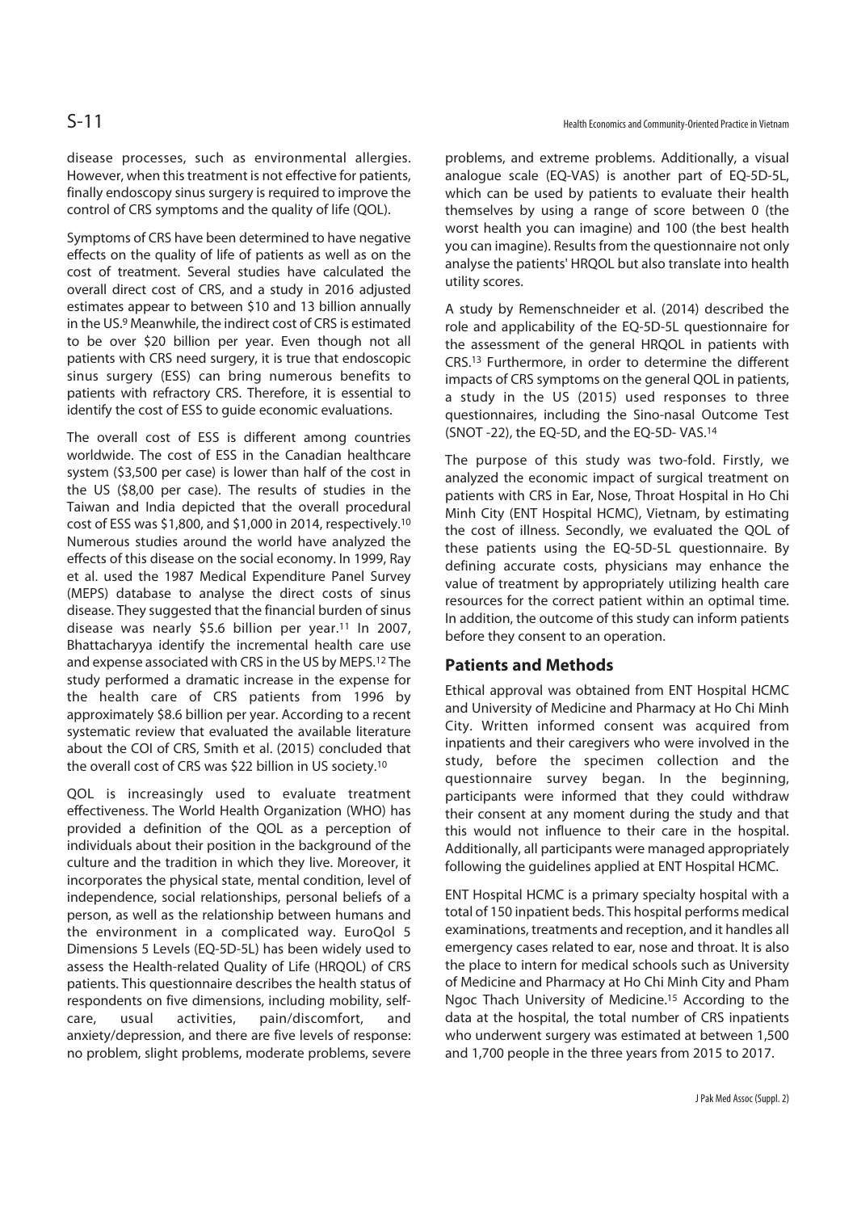disease processes, such as environmental allergies. However, when this treatment is not effective for patients, finally endoscopy sinus surgery is required to improve the control of CRS symptoms and the quality of life (QOL).

Symptoms of CRS have been determined to have negative effects on the quality of life of patients as well as on the cost of treatment. Several studies have calculated the overall direct cost of CRS, and a study in 2016 adjusted estimates appear to between $10 and 13 billion annually in the US.[9] Meanwhile, the indirect cost of CRS is estimated to be over $20 billion per year. Even though not all patients with CRS need surgery, it is true that endoscopic sinus surgery (ESS) can bring numerous benefits to patients with refractory CRS. Therefore, it is essential to identify the cost of ESS to guide economic evaluations.

The overall cost of ESS is different among countries worldwide. The cost of ESS in the Canadian healthcare system ($3,500 per case) is lower than half of the cost in the US ($8,00 per case). The results of studies in the Taiwan and India depicted that the overall procedural cost of ESS was $1,800, and $1,000 in 2014, respectively.[10] Numerous studies around the world have analyzed the effects of this disease on the social economy. In 1999, Ray et al. used the 1987 Medical Expenditure Panel Survey (MEPS) database to analyse the direct costs of sinus disease. They suggested that the financial burden of sinus disease was nearly $5.6 billion per year.[11] In 2007, Bhattacharyya identify the incremental health care use and expense associated with CRS in the US by MEPS.[12] The study performed a dramatic increase in the expense for the health care of CRS patients from 1996 by approximately $8.6 billion per year. According to a recent systematic review that evaluated the available literature about the COI of CRS, Smith et al. (2015) concluded that the overall cost of CRS was $22 billion in US society.[10]

QOL is increasingly used to evaluate treatment effectiveness. The World Health Organization (WHO) has provided a definition of the QOL as a perception of individuals about their position in the background of the culture and the tradition in which they live. Moreover, it incorporates the physical state, mental condition, level of independence, social relationships, personal beliefs of a person, as well as the relationship between humans and the environment in a complicated way. EuroQol 5 Dimensions 5 Levels (EQ-5D-5L) has been widely used to assess the Health-related Quality of Life (HRQOL) of CRS patients. This questionnaire describes the health status of respondents on five dimensions, including mobility, self-care, usual activities, pain/discomfort, and anxiety/depression, and there are five levels of response: no problem, slight problems, moderate problems, severe problems, and extreme problems. Additionally, a visual analogue scale (EQ-VAS) is another part of EQ-5D-5L, which can be used by patients to evaluate their health themselves by using a range of score between 0 (the worst health you can imagine) and 100 (the best health you can imagine). Results from the questionnaire not only analyse the patients' HRQOL but also translate into health utility scores.

A study by Remenschneider et al. (2014) described the role and applicability of the EQ-5D-5L questionnaire for the assessment of the general HRQOL in patients with CRS.[13] Furthermore, in order to determine the different impacts of CRS symptoms on the general QOL in patients, a study in the US (2015) used responses to three questionnaires, including the Sino-nasal Outcome Test (SNOT -22), the EQ-5D, and the EQ-5D- VAS.[14]

The purpose of this study was two-fold. Firstly, we analyzed the economic impact of surgical treatment on patients with CRS in Ear, Nose, Throat Hospital in Ho Chi Minh City (ENT Hospital HCMC), Vietnam, by estimating the cost of illness. Secondly, we evaluated the QOL of these patients using the EQ-5D-5L questionnaire. By defining accurate costs, physicians may enhance the value of treatment by appropriately utilizing health care resources for the correct patient within an optimal time. In addition, the outcome of this study can inform patients before they consent to an operation.

## Patients and Methods

Ethical approval was obtained from ENT Hospital HCMC and University of Medicine and Pharmacy at Ho Chi Minh City. Written informed consent was acquired from inpatients and their caregivers who were involved in the study, before the specimen collection and the questionnaire survey began. In the beginning, participants were informed that they could withdraw their consent at any moment during the study and that this would not influence to their care in the hospital. Additionally, all participants were managed appropriately following the guidelines applied at ENT Hospital HCMC.

ENT Hospital HCMC is a primary specialty hospital with a total of 150 inpatient beds. This hospital performs medical examinations, treatments and reception, and it handles all emergency cases related to ear, nose and throat. It is also the place to intern for medical schools such as University of Medicine and Pharmacy at Ho Chi Minh City and Pham Ngoc Thach University of Medicine.[15] According to the data at the hospital, the total number of CRS inpatients who underwent surgery was estimated at between 1,500 and 1,700 people in the three years from 2015 to 2017.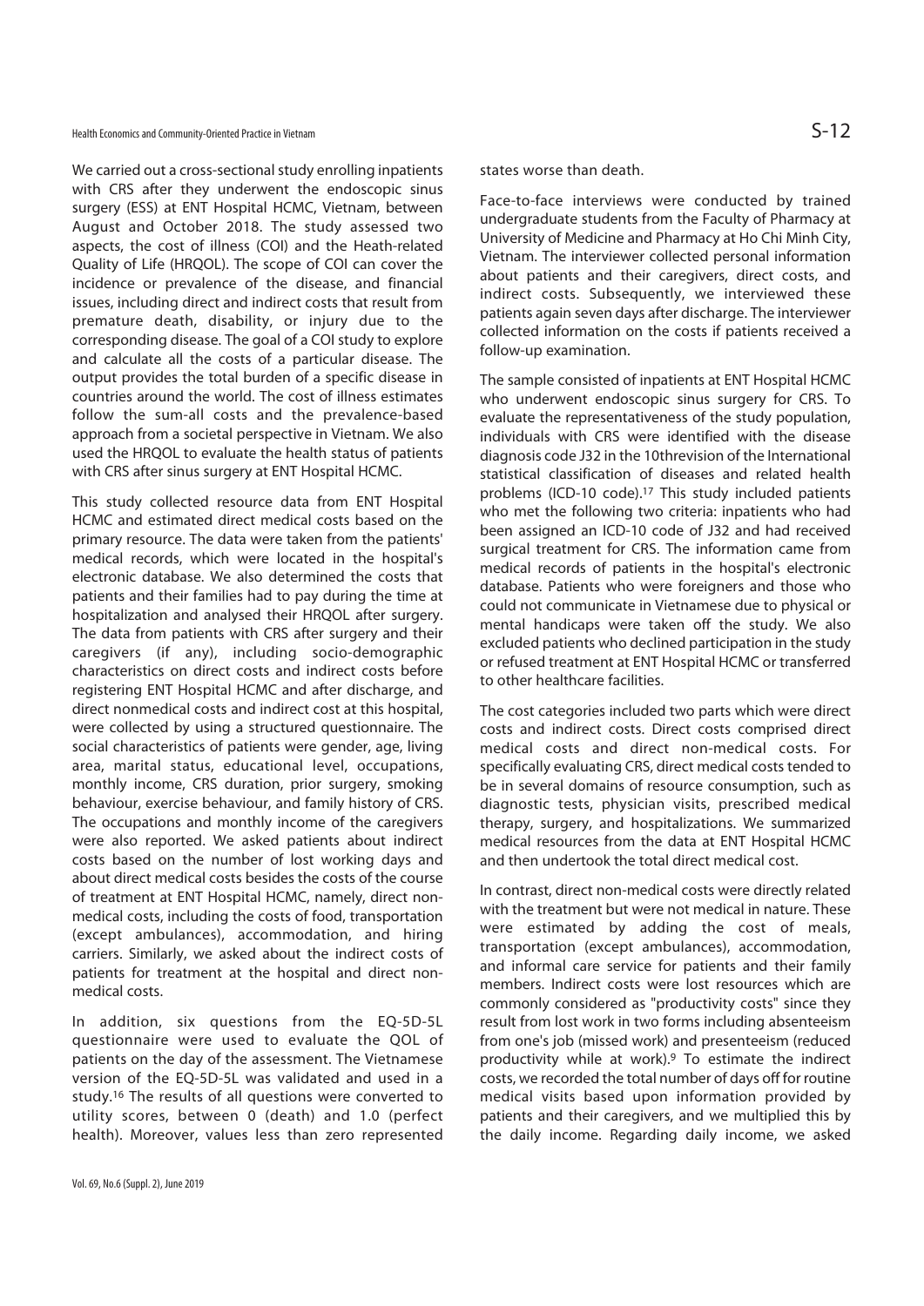We carried out a cross-sectional study enrolling inpatients with CRS after they underwent the endoscopic sinus surgery (ESS) at ENT Hospital HCMC, Vietnam, between August and October 2018. The study assessed two aspects, the cost of illness (COI) and the Heath-related Quality of Life (HRQOL). The scope of COI can cover the incidence or prevalence of the disease, and financial issues, including direct and indirect costs that result from premature death, disability, or injury due to the corresponding disease. The goal of a COI study to explore and calculate all the costs of a particular disease. The output provides the total burden of a specific disease in countries around the world. The cost of illness estimates follow the sum-all costs and the prevalence-based approach from a societal perspective in Vietnam. We also used the HRQOL to evaluate the health status of patients with CRS after sinus surgery at ENT Hospital HCMC.

This study collected resource data from ENT Hospital HCMC and estimated direct medical costs based on the primary resource. The data were taken from the patients' medical records, which were located in the hospital's electronic database. We also determined the costs that patients and their families had to pay during the time at hospitalization and analysed their HRQOL after surgery. The data from patients with CRS after surgery and their caregivers (if any), including socio-demographic characteristics on direct costs and indirect costs before registering ENT Hospital HCMC and after discharge, and direct nonmedical costs and indirect cost at this hospital, were collected by using a structured questionnaire. The social characteristics of patients were gender, age, living area, marital status, educational level, occupations, monthly income, CRS duration, prior surgery, smoking behaviour, exercise behaviour, and family history of CRS. The occupations and monthly income of the caregivers were also reported. We asked patients about indirect costs based on the number of lost working days and about direct medical costs besides the costs of the course of treatment at ENT Hospital HCMC, namely, direct non-medical costs, including the costs of food, transportation (except ambulances), accommodation, and hiring carriers. Similarly, we asked about the indirect costs of patients for treatment at the hospital and direct non-medical costs.

In addition, six questions from the EQ-5D-5L questionnaire were used to evaluate the QOL of patients on the day of the assessment. The Vietnamese version of the EQ-5D-5L was validated and used in a study.[16] The results of all questions were converted to utility scores, between 0 (death) and 1.0 (perfect health). Moreover, values less than zero represented states worse than death.

Face-to-face interviews were conducted by trained undergraduate students from the Faculty of Pharmacy at University of Medicine and Pharmacy at Ho Chi Minh City, Vietnam. The interviewer collected personal information about patients and their caregivers, direct costs, and indirect costs. Subsequently, we interviewed these patients again seven days after discharge. The interviewer collected information on the costs if patients received a follow-up examination.

The sample consisted of inpatients at ENT Hospital HCMC who underwent endoscopic sinus surgery for CRS. To evaluate the representativeness of the study population, individuals with CRS were identified with the disease diagnosis code J32 in the 10threvision of the International statistical classification of diseases and related health problems (ICD-10 code).[17] This study included patients who met the following two criteria: inpatients who had been assigned an ICD-10 code of J32 and had received surgical treatment for CRS. The information came from medical records of patients in the hospital's electronic database. Patients who were foreigners and those who could not communicate in Vietnamese due to physical or mental handicaps were taken off the study. We also excluded patients who declined participation in the study or refused treatment at ENT Hospital HCMC or transferred to other healthcare facilities.

The cost categories included two parts which were direct costs and indirect costs. Direct costs comprised direct medical costs and direct non-medical costs. For specifically evaluating CRS, direct medical costs tended to be in several domains of resource consumption, such as diagnostic tests, physician visits, prescribed medical therapy, surgery, and hospitalizations. We summarized medical resources from the data at ENT Hospital HCMC and then undertook the total direct medical cost.

In contrast, direct non-medical costs were directly related with the treatment but were not medical in nature. These were estimated by adding the cost of meals, transportation (except ambulances), accommodation, and informal care service for patients and their family members. Indirect costs were lost resources which are commonly considered as "productivity costs" since they result from lost work in two forms including absenteeism from one's job (missed work) and presenteeism (reduced productivity while at work).[9] To estimate the indirect costs, we recorded the total number of days off for routine medical visits based upon information provided by patients and their caregivers, and we multiplied this by the daily income. Regarding daily income, we asked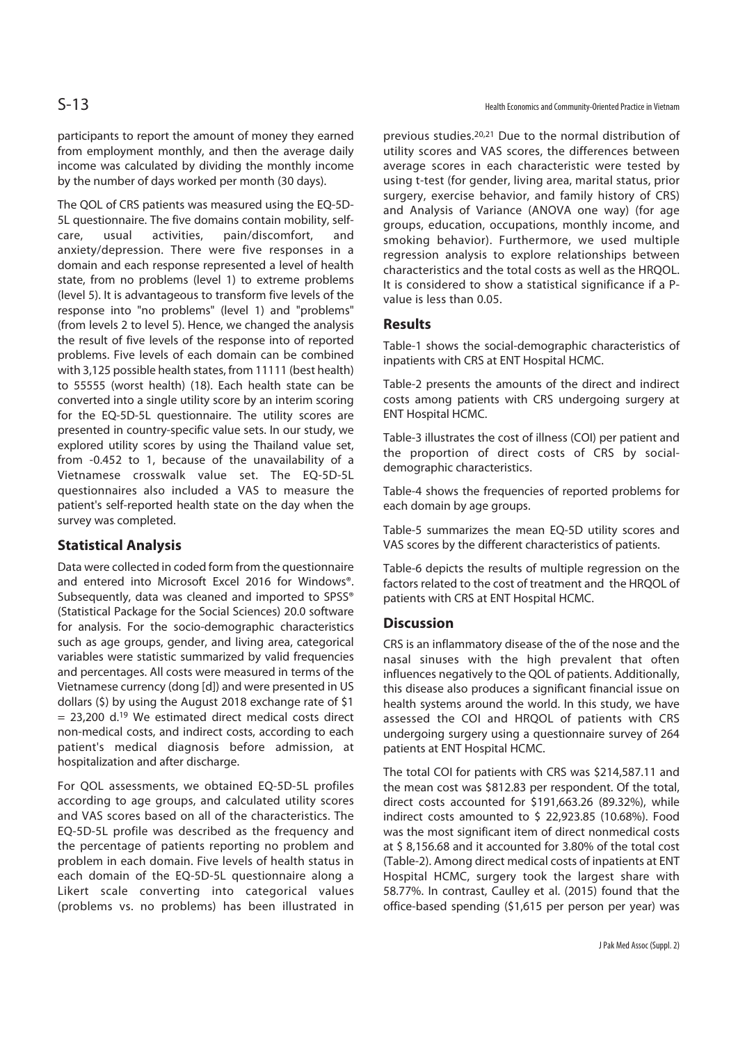participants to report the amount of money they earned from employment monthly, and then the average daily income was calculated by dividing the monthly income by the number of days worked per month (30 days).

The QOL of CRS patients was measured using the EQ-5D-5L questionnaire. The five domains contain mobility, self-care, usual activities, pain/discomfort, and anxiety/depression. There were five responses in a domain and each response represented a level of health state, from no problems (level 1) to extreme problems (level 5). It is advantageous to transform five levels of the response into "no problems" (level 1) and "problems" (from levels 2 to level 5). Hence, we changed the analysis the result of five levels of the response into of reported problems. Five levels of each domain can be combined with 3,125 possible health states, from 11111 (best health) to 55555 (worst health) (18). Each health state can be converted into a single utility score by an interim scoring for the EQ-5D-5L questionnaire. The utility scores are presented in country-specific value sets. In our study, we explored utility scores by using the Thailand value set, from -0.452 to 1, because of the unavailability of a Vietnamese crosswalk value set. The EQ-5D-5L questionnaires also included a VAS to measure the patient's self-reported health state on the day when the survey was completed.

## Statistical Analysis

Data were collected in coded form from the questionnaire and entered into Microsoft Excel 2016 for Windows®. Subsequently, data was cleaned and imported to SPSS® (Statistical Package for the Social Sciences) 20.0 software for analysis. For the socio-demographic characteristics such as age groups, gender, and living area, categorical variables were statistic summarized by valid frequencies and percentages. All costs were measured in terms of the Vietnamese currency (dong [d]) and were presented in US dollars ($) by using the August 2018 exchange rate of $1 = 23,200 d.[19] We estimated direct medical costs direct non-medical costs, and indirect costs, according to each patient's medical diagnosis before admission, at hospitalization and after discharge.

For QOL assessments, we obtained EQ-5D-5L profiles according to age groups, and calculated utility scores and VAS scores based on all of the characteristics. The EQ-5D-5L profile was described as the frequency and the percentage of patients reporting no problem and problem in each domain. Five levels of health status in each domain of the EQ-5D-5L questionnaire along a Likert scale converting into categorical values (problems vs. no problems) has been illustrated in previous studies.[20,21] Due to the normal distribution of utility scores and VAS scores, the differences between average scores in each characteristic were tested by using t-test (for gender, living area, marital status, prior surgery, exercise behavior, and family history of CRS) and Analysis of Variance (ANOVA one way) (for age groups, education, occupations, monthly income, and smoking behavior). Furthermore, we used multiple regression analysis to explore relationships between characteristics and the total costs as well as the HRQOL. It is considered to show a statistical significance if a P-value is less than 0.05.

## Results

Table-1 shows the social-demographic characteristics of inpatients with CRS at ENT Hospital HCMC.

Table-2 presents the amounts of the direct and indirect costs among patients with CRS undergoing surgery at ENT Hospital HCMC.

Table-3 illustrates the cost of illness (COI) per patient and the proportion of direct costs of CRS by social-demographic characteristics.

Table-4 shows the frequencies of reported problems for each domain by age groups.

Table-5 summarizes the mean EQ-5D utility scores and VAS scores by the different characteristics of patients.

Table-6 depicts the results of multiple regression on the factors related to the cost of treatment and the HRQOL of patients with CRS at ENT Hospital HCMC.

## Discussion

CRS is an inflammatory disease of the of the nose and the nasal sinuses with the high prevalent that often influences negatively to the QOL of patients. Additionally, this disease also produces a significant financial issue on health systems around the world. In this study, we have assessed the COI and HRQOL of patients with CRS undergoing surgery using a questionnaire survey of 264 patients at ENT Hospital HCMC.

The total COI for patients with CRS was $214,587.11 and the mean cost was $812.83 per respondent. Of the total, direct costs accounted for $191,663.26 (89.32%), while indirect costs amounted to $ 22,923.85 (10.68%). Food was the most significant item of direct nonmedical costs at $ 8,156.68 and it accounted for 3.80% of the total cost (Table-2). Among direct medical costs of inpatients at ENT Hospital HCMC, surgery took the largest share with 58.77%. In contrast, Caulley et al. (2015) found that the office-based spending ($1,615 per person per year) was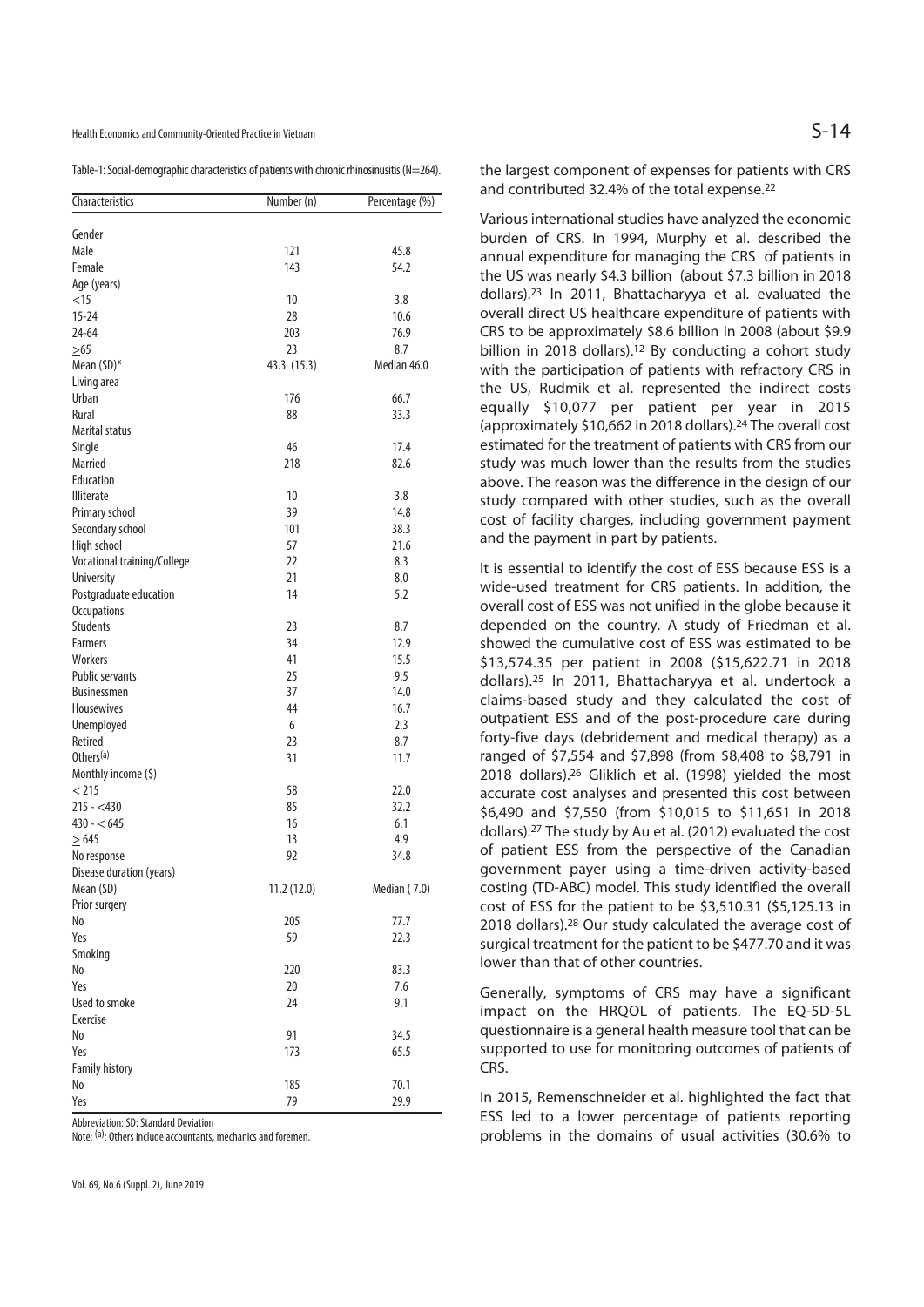Table-1: Social-demographic characteristics of patients with chronic rhinosinusitis (N=264).

| Characteristics | Number (n) | Percentage (%) |
|---|---|---|
| Gender | | |
| Male | 121 | 45.8 |
| Female | 143 | 54.2 |
| Age (years) | | |
| <15 | 10 | 3.8 |
| 15-24 | 28 | 10.6 |
| 24-64 | 203 | 76.9 |
| ≥65 | 23 | 8.7 |
| Mean (SD)* | 43.3 (15.3) | Median 46.0 |
| Living area | | |
| Urban | 176 | 66.7 |
| Rural | 88 | 33.3 |
| Marital status | | |
| Single | 46 | 17.4 |
| Married | 218 | 82.6 |
| Education | | |
| Illiterate | 10 | 3.8 |
| Primary school | 39 | 14.8 |
| Secondary school | 101 | 38.3 |
| High school | 57 | 21.6 |
| Vocational training/College | 22 | 8.3 |
| University | 21 | 8.0 |
| Postgraduate education | 14 | 5.2 |
| Occupations | | |
| Students | 23 | 8.7 |
| Farmers | 34 | 12.9 |
| Workers | 41 | 15.5 |
| Public servants | 25 | 9.5 |
| Businessmen | 37 | 14.0 |
| Housewives | 44 | 16.7 |
| Unemployed | 6 | 2.3 |
| Retired | 23 | 8.7 |
| Others[(a)] | 31 | 11.7 |
| Monthly income ($) | | |
| < 215 | 58 | 22.0 |
| 215 - <430 | 85 | 32.2 |
| 430 - < 645 | 16 | 6.1 |
| ≥ 645 | 13 | 4.9 |
| No response | 92 | 34.8 |
| Disease duration (years) | | |
| Mean (SD) | 11.2 (12.0) | Median ( 7.0) |
| Prior surgery | | |
| No | 205 | 77.7 |
| Yes | 59 | 22.3 |
| Smoking | | |
| No | 220 | 83.3 |
| Yes | 20 | 7.6 |
| Used to smoke | 24 | 9.1 |
| Exercise | | |
| No | 91 | 34.5 |
| Yes | 173 | 65.5 |
| Family history | | |
| No | 185 | 70.1 |
| Yes | 79 | 29.9 |

Abbreviation: SD: Standard Deviation

Note: [(a)]: Others include accountants, mechanics and foremen.

the largest component of expenses for patients with CRS and contributed 32.4% of the total expense.[22]

Various international studies have analyzed the economic burden of CRS. In 1994, Murphy et al. described the annual expenditure for managing the CRS of patients in the US was nearly $4.3 billion (about $7.3 billion in 2018 dollars).[23] In 2011, Bhattacharyya et al. evaluated the overall direct US healthcare expenditure of patients with CRS to be approximately $8.6 billion in 2008 (about $9.9 billion in 2018 dollars).[12] By conducting a cohort study with the participation of patients with refractory CRS in the US, Rudmik et al. represented the indirect costs equally $10,077 per patient per year in 2015 (approximately $10,662 in 2018 dollars).[24] The overall cost estimated for the treatment of patients with CRS from our study was much lower than the results from the studies above. The reason was the difference in the design of our study compared with other studies, such as the overall cost of facility charges, including government payment and the payment in part by patients.

It is essential to identify the cost of ESS because ESS is a wide-used treatment for CRS patients. In addition, the overall cost of ESS was not unified in the globe because it depended on the country. A study of Friedman et al. showed the cumulative cost of ESS was estimated to be $13,574.35 per patient in 2008 ($15,622.71 in 2018 dollars).[25] In 2011, Bhattacharyya et al. undertook a claims-based study and they calculated the cost of outpatient ESS and of the post-procedure care during forty-five days (debridement and medical therapy) as a ranged of $7,554 and $7,898 (from $8,408 to $8,791 in 2018 dollars).[26] Gliklich et al. (1998) yielded the most accurate cost analyses and presented this cost between $6,490 and $7,550 (from $10,015 to $11,651 in 2018 dollars).[27] The study by Au et al. (2012) evaluated the cost of patient ESS from the perspective of the Canadian government payer using a time-driven activity-based costing (TD-ABC) model. This study identified the overall cost of ESS for the patient to be $3,510.31 ($5,125.13 in 2018 dollars).[28] Our study calculated the average cost of surgical treatment for the patient to be $477.70 and it was lower than that of other countries.

Generally, symptoms of CRS may have a significant impact on the HRQOL of patients. The EQ-5D-5L questionnaire is a general health measure tool that can be supported to use for monitoring outcomes of patients of CRS.

In 2015, Remenschneider et al. highlighted the fact that ESS led to a lower percentage of patients reporting problems in the domains of usual activities (30.6% to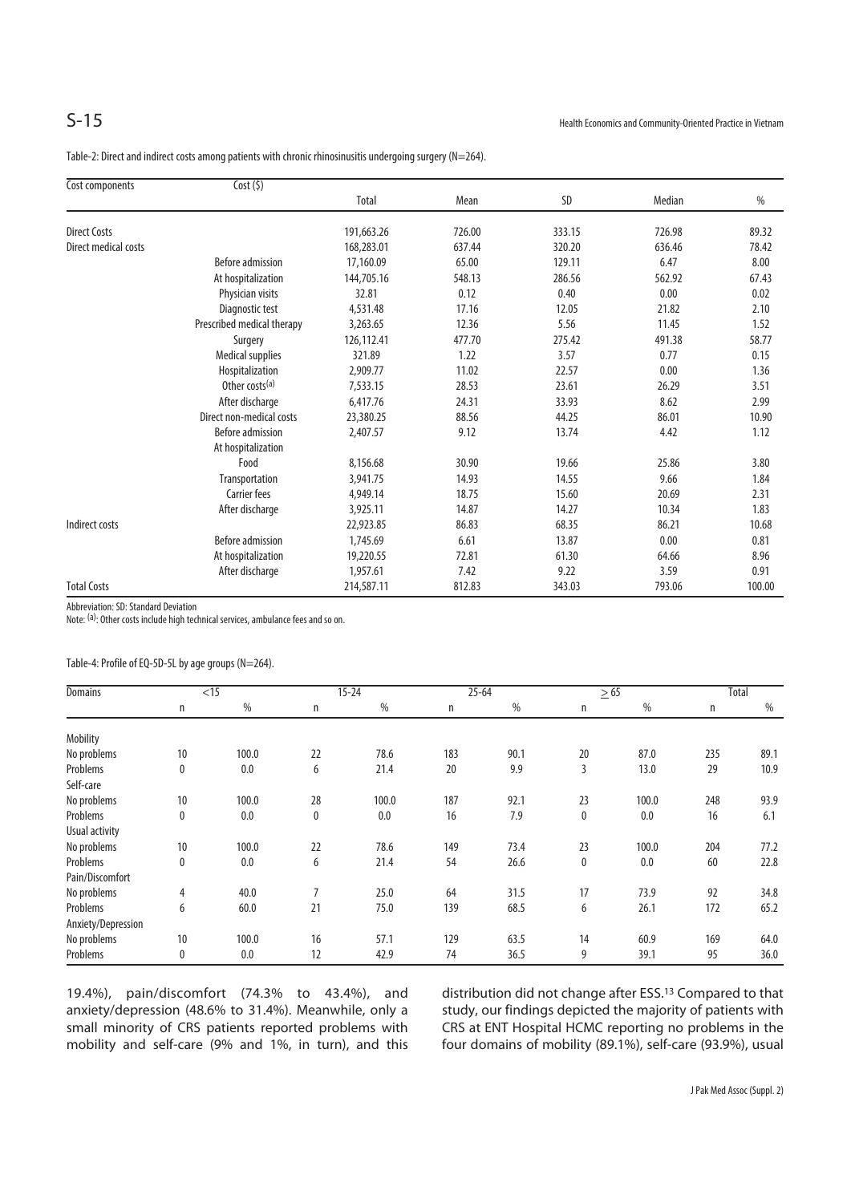Table-2: Direct and indirect costs among patients with chronic rhinosinusitis undergoing surgery (N=264).

| Cost components | Cost ($) | Total | Mean | SD | Median | % |
|---|---|---|---|---|---|---|
| Direct Costs | | 191,663.26 | 726.00 | 333.15 | 726.98 | 89.32 |
| Direct medical costs | | 168,283.01 | 637.44 | 320.20 | 636.46 | 78.42 |
| | Before admission | 17,160.09 | 65.00 | 129.11 | 6.47 | 8.00 |
| | At hospitalization | 144,705.16 | 548.13 | 286.56 | 562.92 | 67.43 |
| | Physician visits | 32.81 | 0.12 | 0.40 | 0.00 | 0.02 |
| | Diagnostic test | 4,531.48 | 17.16 | 12.05 | 21.82 | 2.10 |
| | Prescribed medical therapy | 3,263.65 | 12.36 | 5.56 | 11.45 | 1.52 |
| | Surgery | 126,112.41 | 477.70 | 275.42 | 491.38 | 58.77 |
| | Medical supplies | 321.89 | 1.22 | 3.57 | 0.77 | 0.15 |
| | Hospitalization | 2,909.77 | 11.02 | 22.57 | 0.00 | 1.36 |
| | Other costs[(a)] | 7,533.15 | 28.53 | 23.61 | 26.29 | 3.51 |
| | After discharge | 6,417.76 | 24.31 | 33.93 | 8.62 | 2.99 |
| | Direct non-medical costs | 23,380.25 | 88.56 | 44.25 | 86.01 | 10.90 |
| | Before admission | 2,407.57 | 9.12 | 13.74 | 4.42 | 1.12 |
| | At hospitalization | | | | | |
| | Food | 8,156.68 | 30.90 | 19.66 | 25.86 | 3.80 |
| | Transportation | 3,941.75 | 14.93 | 14.55 | 9.66 | 1.84 |
| | Carrier fees | 4,949.14 | 18.75 | 15.60 | 20.69 | 2.31 |
| | After discharge | 3,925.11 | 14.87 | 14.27 | 10.34 | 1.83 |
| Indirect costs | | 22,923.85 | 86.83 | 68.35 | 86.21 | 10.68 |
| | Before admission | 1,745.69 | 6.61 | 13.87 | 0.00 | 0.81 |
| | At hospitalization | 19,220.55 | 72.81 | 61.30 | 64.66 | 8.96 |
| | After discharge | 1,957.61 | 7.42 | 9.22 | 3.59 | 0.91 |
| Total Costs | | 214,587.11 | 812.83 | 343.03 | 793.06 | 100.00 |

Abbreviation: SD: Standard Deviation

Note: [(a)]: Other costs include high technical services, ambulance fees and so on.

Table-4: Profile of EQ-5D-5L by age groups (N=264).

| Domains | <15 | | 15-24 | | 25-64 | | $\geq$ 65 | | Total | |
|---|---|---|---|---|---|---|---|---|---|---|
| | n | % | n | % | n | % | n | % | n | % |
| Mobility | | | | | | | | | | |
| No problems | 10 | 100.0 | 22 | 78.6 | 183 | 90.1 | 20 | 87.0 | 235 | 89.1 |
| Problems | 0 | 0.0 | 6 | 21.4 | 20 | 9.9 | 3 | 13.0 | 29 | 10.9 |
| Self-care | | | | | | | | | | |
| No problems | 10 | 100.0 | 28 | 100.0 | 187 | 92.1 | 23 | 100.0 | 248 | 93.9 |
| Problems | 0 | 0.0 | 0 | 0.0 | 16 | 7.9 | 0 | 0.0 | 16 | 6.1 |
| Usual activity | | | | | | | | | | |
| No problems | 10 | 100.0 | 22 | 78.6 | 149 | 73.4 | 23 | 100.0 | 204 | 77.2 |
| Problems | 0 | 0.0 | 6 | 21.4 | 54 | 26.6 | 0 | 0.0 | 60 | 22.8 |
| Pain/Discomfort | | | | | | | | | | |
| No problems | 4 | 40.0 | 7 | 25.0 | 64 | 31.5 | 17 | 73.9 | 92 | 34.8 |
| Problems | 6 | 60.0 | 21 | 75.0 | 139 | 68.5 | 6 | 26.1 | 172 | 65.2 |
| Anxiety/Depression | | | | | | | | | | |
| No problems | 10 | 100.0 | 16 | 57.1 | 129 | 63.5 | 14 | 60.9 | 169 | 64.0 |
| Problems | 0 | 0.0 | 12 | 42.9 | 74 | 36.5 | 9 | 39.1 | 95 | 36.0 |

19.4%), pain/discomfort (74.3% to 43.4%), and anxiety/depression (48.6% to 31.4%). Meanwhile, only a small minority of CRS patients reported problems with mobility and self-care (9% and 1%, in turn), and this distribution did not change after ESS.[13] Compared to that study, our findings depicted the majority of patients with CRS at ENT Hospital HCMC reporting no problems in the four domains of mobility (89.1%), self-care (93.9%), usual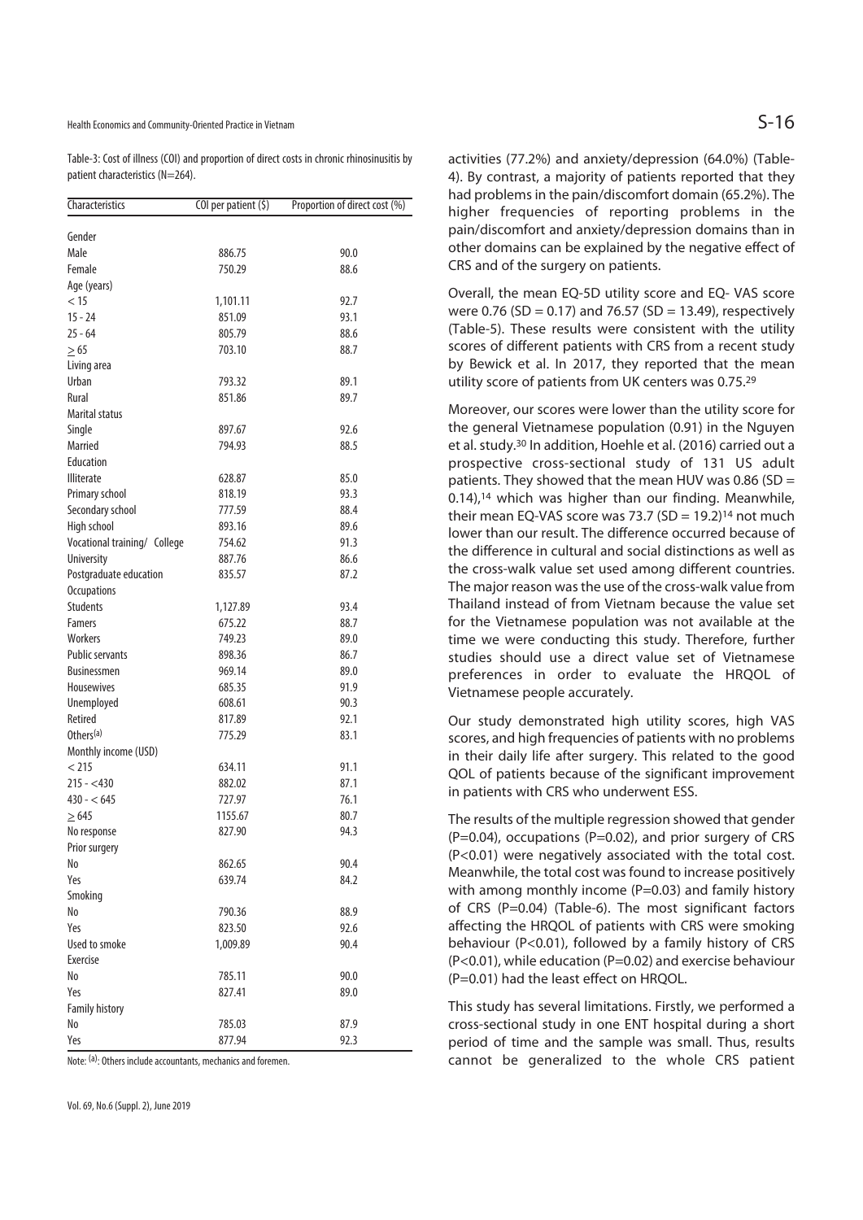Table-3: Cost of illness (COI) and proportion of direct costs in chronic rhinosinusitis by patient characteristics (N=264).

| Characteristics | COI per patient ($) | Proportion of direct cost (%) |
|---|---|---|
| Gender | | |
| Male | 886.75 | 90.0 |
| Female | 750.29 | 88.6 |
| Age (years) | | |
| < 15 | 1,101.11 | 92.7 |
| 15 - 24 | 851.09 | 93.1 |
| 25 - 64 | 805.79 | 88.6 |
| $\geq$ 65 | 703.10 | 88.7 |
| Living area | | |
| Urban | 793.32 | 89.1 |
| Rural | 851.86 | 89.7 |
| Marital status | | |
| Single | 897.67 | 92.6 |
| Married | 794.93 | 88.5 |
| Education | | |
| Illiterate | 628.87 | 85.0 |
| Primary school | 818.19 | 93.3 |
| Secondary school | 777.59 | 88.4 |
| High school | 893.16 | 89.6 |
| Vocational training/ College | 754.62 | 91.3 |
| University | 887.76 | 86.6 |
| Postgraduate education | 835.57 | 87.2 |
| Occupations | | |
| Students | 1,127.89 | 93.4 |
| Famers | 675.22 | 88.7 |
| Workers | 749.23 | 89.0 |
| Public servants | 898.36 | 86.7 |
| Businessmen | 969.14 | 89.0 |
| Housewives | 685.35 | 91.9 |
| Unemployed | 608.61 | 90.3 |
| Retired | 817.89 | 92.1 |
| Others[(a)] | 775.29 | 83.1 |
| Monthly income (USD) | | |
| < 215 | 634.11 | 91.1 |
| 215 - <430 | 882.02 | 87.1 |
| 430 - < 645 | 727.97 | 76.1 |
| $\geq$ 645 | 1155.67 | 80.7 |
| No response | 827.90 | 94.3 |
| Prior surgery | | |
| No | 862.65 | 90.4 |
| Yes | 639.74 | 84.2 |
| Smoking | | |
| No | 790.36 | 88.9 |
| Yes | 823.50 | 92.6 |
| Used to smoke | 1,009.89 | 90.4 |
| Exercise | | |
| No | 785.11 | 90.0 |
| Yes | 827.41 | 89.0 |
| Family history | | |
| No | 785.03 | 87.9 |
| Yes | 877.94 | 92.3 |

Note: (a): Others include accountants, mechanics and foremen.

activities (77.2%) and anxiety/depression (64.0%) (Table-4). By contrast, a majority of patients reported that they had problems in the pain/discomfort domain (65.2%). The higher frequencies of reporting problems in the pain/discomfort and anxiety/depression domains than in other domains can be explained by the negative effect of CRS and of the surgery on patients.

Overall, the mean EQ-5D utility score and EQ- VAS score were 0.76 (SD = 0.17) and 76.57 (SD = 13.49), respectively (Table-5). These results were consistent with the utility scores of different patients with CRS from a recent study by Bewick et al. In 2017, they reported that the mean utility score of patients from UK centers was 0.75.[29]

Moreover, our scores were lower than the utility score for the general Vietnamese population (0.91) in the Nguyen et al. study.[30] In addition, Hoehle et al. (2016) carried out a prospective cross-sectional study of 131 US adult patients. They showed that the mean HUV was 0.86 (SD = 0.14),[14] which was higher than our finding. Meanwhile, their mean EQ-VAS score was 73.7 (SD = 19.2)[14] not much lower than our result. The difference occurred because of the difference in cultural and social distinctions as well as the cross-walk value set used among different countries. The major reason was the use of the cross-walk value from Thailand instead of from Vietnam because the value set for the Vietnamese population was not available at the time we were conducting this study. Therefore, further studies should use a direct value set of Vietnamese preferences in order to evaluate the HRQOL of Vietnamese people accurately.

Our study demonstrated high utility scores, high VAS scores, and high frequencies of patients with no problems in their daily life after surgery. This related to the good QOL of patients because of the significant improvement in patients with CRS who underwent ESS.

The results of the multiple regression showed that gender (P=0.04), occupations (P=0.02), and prior surgery of CRS (P<0.01) were negatively associated with the total cost. Meanwhile, the total cost was found to increase positively with among monthly income (P=0.03) and family history of CRS (P=0.04) (Table-6). The most significant factors affecting the HRQOL of patients with CRS were smoking behaviour (P<0.01), followed by a family history of CRS (P<0.01), while education (P=0.02) and exercise behaviour (P=0.01) had the least effect on HRQOL.

This study has several limitations. Firstly, we performed a cross-sectional study in one ENT hospital during a short period of time and the sample was small. Thus, results cannot be generalized to the whole CRS patient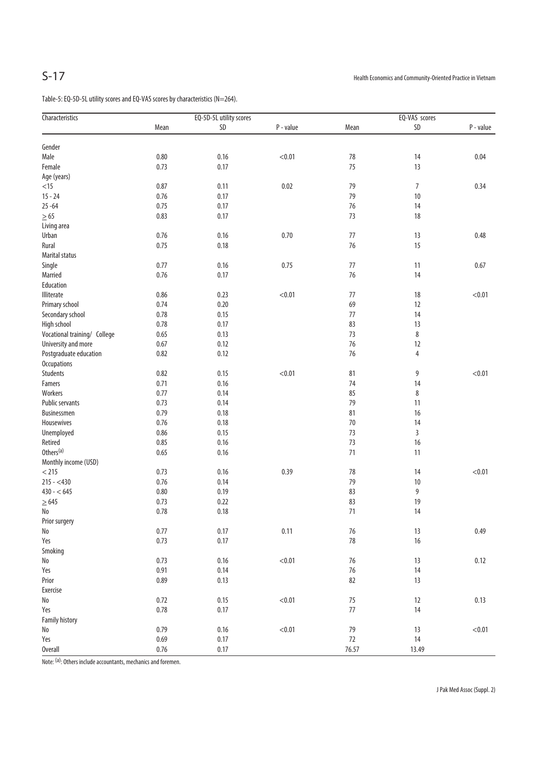Table-5: EQ-5D-5L utility scores and EQ-VAS scores by characteristics (N=264).

| Characteristics | EQ-5D-5L utility scores | | | EQ-VAS scores | | |
|---|---|---|---|---|---|---|
| | Mean | SD | P - value | Mean | SD | P - value |
| Gender | | | | | | |
| Male | 0.80 | 0.16 | <0.01 | 78 | 14 | 0.04 |
| Female | 0.73 | 0.17 | | 75 | 13 | |
| Age (years) | | | | | | |
| <15 | 0.87 | 0.11 | 0.02 | 79 | 7 | 0.34 |
| 15 - 24 | 0.76 | 0.17 | | 79 | 10 | |
| 25 -64 | 0.75 | 0.17 | | 76 | 14 | |
| ≥ 65 | 0.83 | 0.17 | | 73 | 18 | |
| Living area | | | | | | |
| Urban | 0.76 | 0.16 | 0.70 | 77 | 13 | 0.48 |
| Rural | 0.75 | 0.18 | | 76 | 15 | |
| Marital status | | | | | | |
| Single | 0.77 | 0.16 | 0.75 | 77 | 11 | 0.67 |
| Married | 0.76 | 0.17 | | 76 | 14 | |
| Education | | | | | | |
| Illiterate | 0.86 | 0.23 | <0.01 | 77 | 18 | <0.01 |
| Primary school | 0.74 | 0.20 | | 69 | 12 | |
| Secondary school | 0.78 | 0.15 | | 77 | 14 | |
| High school | 0.78 | 0.17 | | 83 | 13 | |
| Vocational training/ College | 0.65 | 0.13 | | 73 | 8 | |
| University and more | 0.67 | 0.12 | | 76 | 12 | |
| Postgraduate education | 0.82 | 0.12 | | 76 | 4 | |
| Occupations | | | | | | |
| Students | 0.82 | 0.15 | <0.01 | 81 | 9 | <0.01 |
| Famers | 0.71 | 0.16 | | 74 | 14 | |
| Workers | 0.77 | 0.14 | | 85 | 8 | |
| Public servants | 0.73 | 0.14 | | 79 | 11 | |
| Businessmen | 0.79 | 0.18 | | 81 | 16 | |
| Housewives | 0.76 | 0.18 | | 70 | 14 | |
| Unemployed | 0.86 | 0.15 | | 73 | 3 | |
| Retired | 0.85 | 0.16 | | 73 | 16 | |
| Others[(a)] | 0.65 | 0.16 | | 71 | 11 | |
| Monthly income (USD) | | | | | | |
| < 215 | 0.73 | 0.16 | 0.39 | 78 | 14 | <0.01 |
| 215 - <430 | 0.76 | 0.14 | | 79 | 10 | |
| 430 - < 645 | 0.80 | 0.19 | | 83 | 9 | |
| ≥ 645 | 0.73 | 0.22 | | 83 | 19 | |
| No | 0.78 | 0.18 | | 71 | 14 | |
| Prior surgery | | | | | | |
| No | 0.77 | 0.17 | 0.11 | 76 | 13 | 0.49 |
| Yes | 0.73 | 0.17 | | 78 | 16 | |
| Smoking | | | | | | |
| No | 0.73 | 0.16 | <0.01 | 76 | 13 | 0.12 |
| Yes | 0.91 | 0.14 | | 76 | 14 | |
| Prior | 0.89 | 0.13 | | 82 | 13 | |
| Exercise | | | | | | |
| No | 0.72 | 0.15 | <0.01 | 75 | 12 | 0.13 |
| Yes | 0.78 | 0.17 | | 77 | 14 | |
| Family history | | | | | | |
| No | 0.79 | 0.16 | <0.01 | 79 | 13 | <0.01 |
| Yes | 0.69 | 0.17 | | 72 | 14 | |
| Overall | 0.76 | 0.17 | | 76.57 | 13.49 | |

Note: [(a)]: Others include accountants, mechanics and foremen.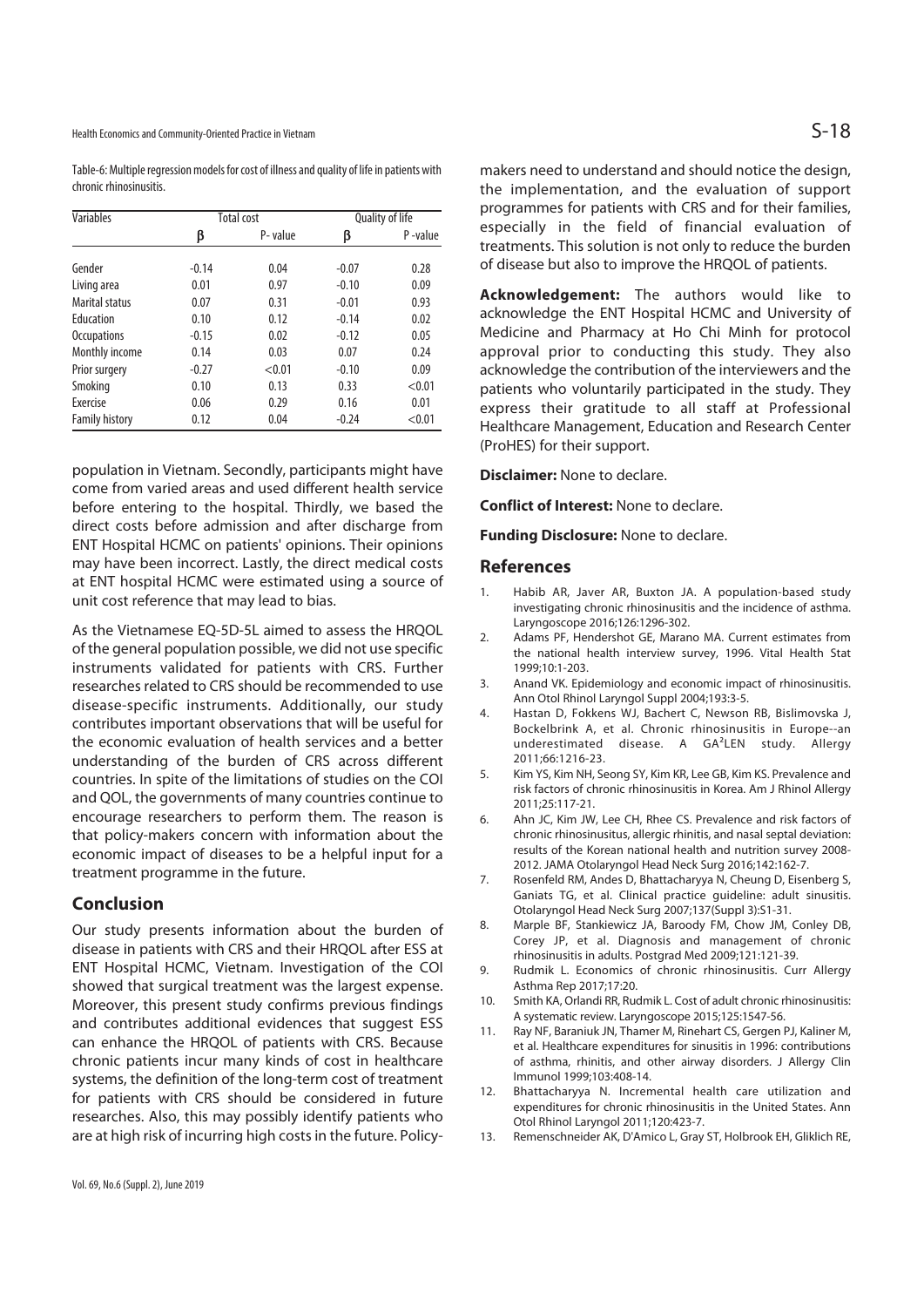Table-6: Multiple regression models for cost of illness and quality of life in patients with chronic rhinosinusitis.

| Variables | Total cost | | Quality of life | |
|---|---|---|---|---|
| | β | P- value | β | P -value |
| Gender | -0.14 | 0.04 | -0.07 | 0.28 |
| Living area | 0.01 | 0.97 | -0.10 | 0.09 |
| Marital status | 0.07 | 0.31 | -0.01 | 0.93 |
| Education | 0.10 | 0.12 | -0.14 | 0.02 |
| Occupations | -0.15 | 0.02 | -0.12 | 0.05 |
| Monthly income | 0.14 | 0.03 | 0.07 | 0.24 |
| Prior surgery | -0.27 | <0.01 | -0.10 | 0.09 |
| Smoking | 0.10 | 0.13 | 0.33 | <0.01 |
| Exercise | 0.06 | 0.29 | 0.16 | 0.01 |
| Family history | 0.12 | 0.04 | -0.24 | <0.01 |

population in Vietnam. Secondly, participants might have come from varied areas and used different health service before entering to the hospital. Thirdly, we based the direct costs before admission and after discharge from ENT Hospital HCMC on patients' opinions. Their opinions may have been incorrect. Lastly, the direct medical costs at ENT hospital HCMC were estimated using a source of unit cost reference that may lead to bias.

As the Vietnamese EQ-5D-5L aimed to assess the HRQOL of the general population possible, we did not use specific instruments validated for patients with CRS. Further researches related to CRS should be recommended to use disease-specific instruments. Additionally, our study contributes important observations that will be useful for the economic evaluation of health services and a better understanding of the burden of CRS across different countries. In spite of the limitations of studies on the COI and QOL, the governments of many countries continue to encourage researchers to perform them. The reason is that policy-makers concern with information about the economic impact of diseases to be a helpful input for a treatment programme in the future.

## Conclusion

Our study presents information about the burden of disease in patients with CRS and their HRQOL after ESS at ENT Hospital HCMC, Vietnam. Investigation of the COI showed that surgical treatment was the largest expense. Moreover, this present study confirms previous findings and contributes additional evidences that suggest ESS can enhance the HRQOL of patients with CRS. Because chronic patients incur many kinds of cost in healthcare systems, the definition of the long-term cost of treatment for patients with CRS should be considered in future researches. Also, this may possibly identify patients who are at high risk of incurring high costs in the future. Policy-makers need to understand and should notice the design, the implementation, and the evaluation of support programmes for patients with CRS and for their families, especially in the field of financial evaluation of treatments. This solution is not only to reduce the burden of disease but also to improve the HRQOL of patients.

**Acknowledgement:** The authors would like to acknowledge the ENT Hospital HCMC and University of Medicine and Pharmacy at Ho Chi Minh for protocol approval prior to conducting this study. They also acknowledge the contribution of the interviewers and the patients who voluntarily participated in the study. They express their gratitude to all staff at Professional Healthcare Management, Education and Research Center (ProHES) for their support.

**Disclaimer:** None to declare.

**Conflict of Interest:** None to declare.

**Funding Disclosure:** None to declare.

## References

1. Habib AR, Javer AR, Buxton JA. A population-based study investigating chronic rhinosinusitis and the incidence of asthma. Laryngoscope 2016;126:1296-302.
2. Adams PF, Hendershot GE, Marano MA. Current estimates from the national health interview survey, 1996. Vital Health Stat 1999;10:1-203.
3. Anand VK. Epidemiology and economic impact of rhinosinusitis. Ann Otol Rhinol Laryngol Suppl 2004;193:3-5.
4. Hastan D, Fokkens WJ, Bachert C, Newson RB, Bislimovska J, Bockelbrink A, et al. Chronic rhinosinusitis in Europe--an underestimated disease. A GA²LEN study. Allergy 2011;66:1216-23.
5. Kim YS, Kim NH, Seong SY, Kim KR, Lee GB, Kim KS. Prevalence and risk factors of chronic rhinosinusitis in Korea. Am J Rhinol Allergy 2011;25:117-21.
6. Ahn JC, Kim JW, Lee CH, Rhee CS. Prevalence and risk factors of chronic rhinosinusitus, allergic rhinitis, and nasal septal deviation: results of the Korean national health and nutrition survey 2008-2012. JAMA Otolaryngol Head Neck Surg 2016;142:162-7.
7. Rosenfeld RM, Andes D, Bhattacharyya N, Cheung D, Eisenberg S, Ganiats TG, et al. Clinical practice guideline: adult sinusitis. Otolaryngol Head Neck Surg 2007;137(Suppl 3):S1-31.
8. Marple BF, Stankiewicz JA, Baroody FM, Chow JM, Conley DB, Corey JP, et al. Diagnosis and management of chronic rhinosinusitis in adults. Postgrad Med 2009;121:121-39.
9. Rudmik L. Economics of chronic rhinosinusitis. Curr Allergy Asthma Rep 2017;17:20.
10. Smith KA, Orlandi RR, Rudmik L. Cost of adult chronic rhinosinusitis: A systematic review. Laryngoscope 2015;125:1547-56.
11. Ray NF, Baraniuk JN, Thamer M, Rinehart CS, Gergen PJ, Kaliner M, et al. Healthcare expenditures for sinusitis in 1996: contributions of asthma, rhinitis, and other airway disorders. J Allergy Clin Immunol 1999;103:408-14.
12. Bhattacharyya N. Incremental health care utilization and expenditures for chronic rhinosinusitis in the United States. Ann Otol Rhinol Laryngol 2011;120:423-7.
13. Remenschneider AK, D'Amico L, Gray ST, Holbrook EH, Gliklich RE,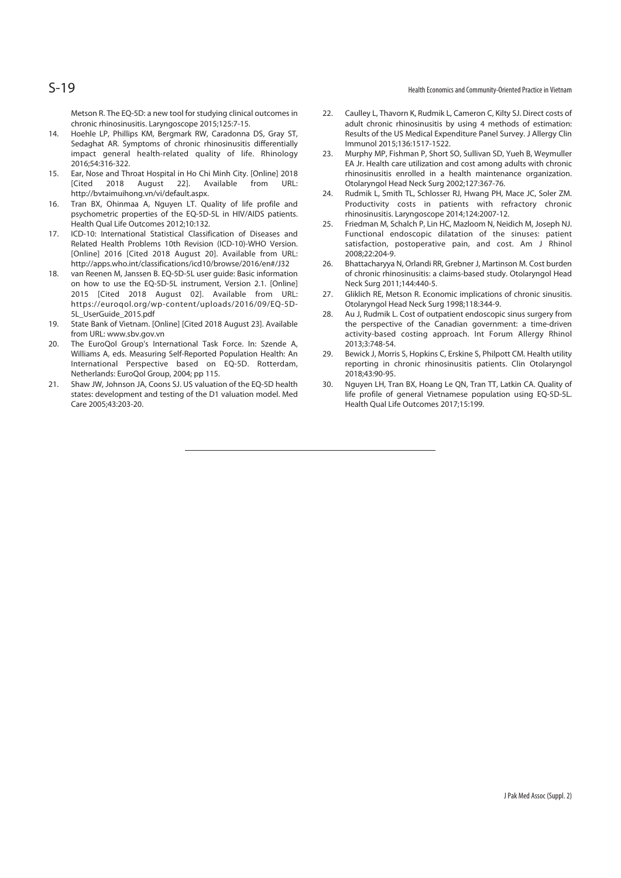Metson R. The EQ-5D: a new tool for studying clinical outcomes in chronic rhinosinusitis. Laryngoscope 2015;125:7-15.

14. Hoehle LP, Phillips KM, Bergmark RW, Caradonna DS, Gray ST, Sedaghat AR. Symptoms of chronic rhinosinusitis differentially impact general health-related quality of life. Rhinology 2016;54:316-322.
15. Ear, Nose and Throat Hospital in Ho Chi Minh City. [Online] 2018 [Cited 2018 August 22]. Available from URL: http://bvtaimuihong.vn/vi/default.aspx.
16. Tran BX, Ohinmaa A, Nguyen LT. Quality of life profile and psychometric properties of the EQ-5D-5L in HIV/AIDS patients. Health Qual Life Outcomes 2012;10:132.
17. ICD-10: International Statistical Classification of Diseases and Related Health Problems 10th Revision (ICD-10)-WHO Version. [Online] 2016 [Cited 2018 August 20]. Available from URL: http://apps.who.int/classifications/icd10/browse/2016/en#/J32
18. van Reenen M, Janssen B. EQ-5D-5L user guide: Basic information on how to use the EQ-5D-5L instrument, Version 2.1. [Online] 2015 [Cited 2018 August 02]. Available from URL: https://euroqol.org/wp-content/uploads/2016/09/EQ-5D-5L_UserGuide_2015.pdf
19. State Bank of Vietnam. [Online] [Cited 2018 August 23]. Available from URL: www.sbv.gov.vn
20. The EuroQol Group's International Task Force. In: Szende A, Williams A, eds. Measuring Self-Reported Population Health: An International Perspective based on EQ-5D. Rotterdam, Netherlands: EuroQol Group, 2004; pp 115.
21. Shaw JW, Johnson JA, Coons SJ. US valuation of the EQ-5D health states: development and testing of the D1 valuation model. Med Care 2005;43:203-20.
22. Caulley L, Thavorn K, Rudmik L, Cameron C, Kilty SJ. Direct costs of adult chronic rhinosinusitis by using 4 methods of estimation: Results of the US Medical Expenditure Panel Survey. J Allergy Clin Immunol 2015;136:1517-1522.
23. Murphy MP, Fishman P, Short SO, Sullivan SD, Yueh B, Weymuller EA Jr. Health care utilization and cost among adults with chronic rhinosinusitis enrolled in a health maintenance organization. Otolaryngol Head Neck Surg 2002;127:367-76.
24. Rudmik L, Smith TL, Schlosser RJ, Hwang PH, Mace JC, Soler ZM. Productivity costs in patients with refractory chronic rhinosinusitis. Laryngoscope 2014;124:2007-12.
25. Friedman M, Schalch P, Lin HC, Mazloom N, Neidich M, Joseph NJ. Functional endoscopic dilatation of the sinuses: patient satisfaction, postoperative pain, and cost. Am J Rhinol 2008;22:204-9.
26. Bhattacharyya N, Orlandi RR, Grebner J, Martinson M. Cost burden of chronic rhinosinusitis: a claims-based study. Otolaryngol Head Neck Surg 2011;144:440-5.
27. Gliklich RE, Metson R. Economic implications of chronic sinusitis. Otolaryngol Head Neck Surg 1998;118:344-9.
28. Au J, Rudmik L. Cost of outpatient endoscopic sinus surgery from the perspective of the Canadian government: a time-driven activity-based costing approach. Int Forum Allergy Rhinol 2013;3:748-54.
29. Bewick J, Morris S, Hopkins C, Erskine S, Philpott CM. Health utility reporting in chronic rhinosinusitis patients. Clin Otolaryngol 2018;43:90-95.
30. Nguyen LH, Tran BX, Hoang Le QN, Tran TT, Latkin CA. Quality of life profile of general Vietnamese population using EQ-5D-5L. Health Qual Life Outcomes 2017;15:199.